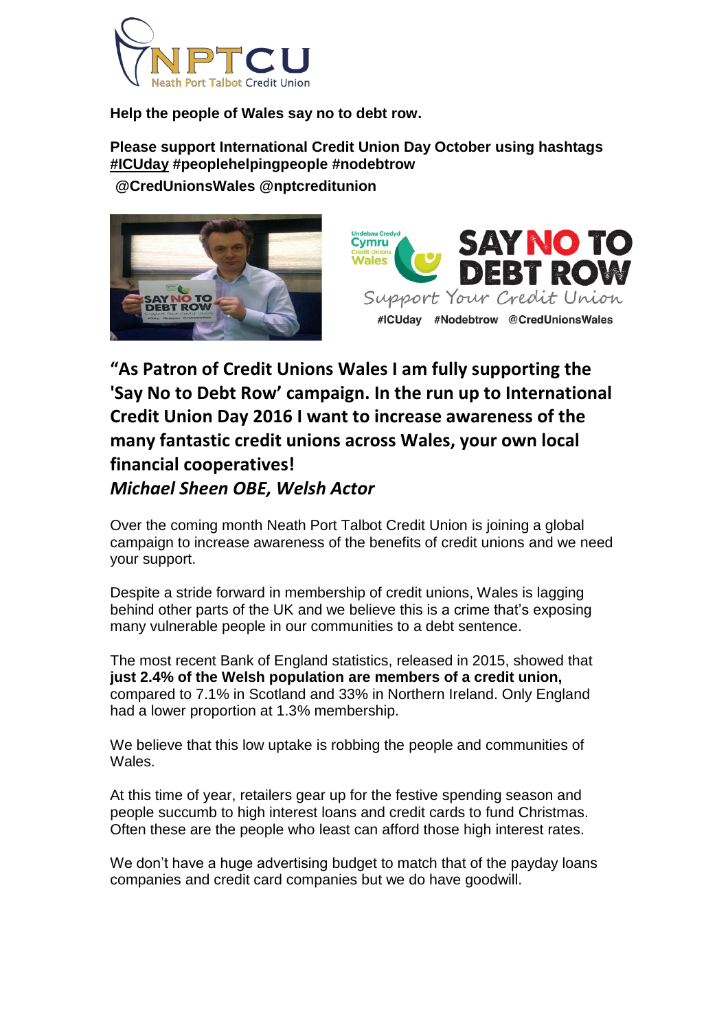**Help the people of Wales say no to debt row.**

**Please support International Credit Union Day October using hashtags #ICUday #peoplehelpingpeople #nodebtrow**

**@CredUnionsWales @nptcreditunion**

**"As Patron of Credit Unions Wales I am fully supporting the 'Say No to Debt Row' campaign. In the run up to International Credit Union Day 2016 I want to increase awareness of the many fantastic credit unions across Wales, your own local financial cooperatives!**

***Michael Sheen OBE, Welsh Actor***

Over the coming month Neath Port Talbot Credit Union is joining a global campaign to increase awareness of the benefits of credit unions and we need your support.

Despite a stride forward in membership of credit unions, Wales is lagging behind other parts of the UK and we believe this is a crime that's exposing many vulnerable people in our communities to a debt sentence.

The most recent Bank of England statistics, released in 2015, showed that **just 2.4% of the Welsh population are members of a credit union,** compared to 7.1% in Scotland and 33% in Northern Ireland. Only England had a lower proportion at 1.3% membership.

We believe that this low uptake is robbing the people and communities of Wales.

At this time of year, retailers gear up for the festive spending season and people succumb to high interest loans and credit cards to fund Christmas. Often these are the people who least can afford those high interest rates.

We don't have a huge advertising budget to match that of the payday loans companies and credit card companies but we do have goodwill.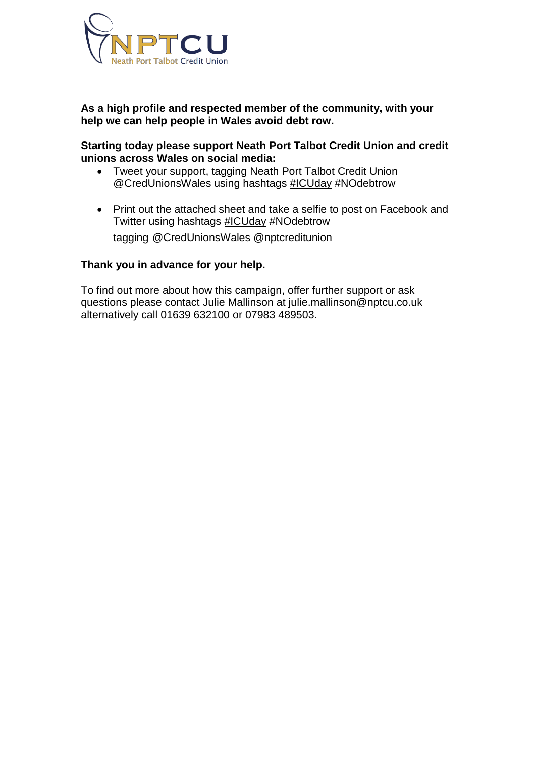NPTCU
Neath Port Talbot Credit Union

**As a high profile and respected member of the community, with your help we can help people in Wales avoid debt row.**

**Starting today please support Neath Port Talbot Credit Union and credit unions across Wales on social media:**

- Tweet your support, tagging Neath Port Talbot Credit Union @CredUnionsWales using hashtags #ICUday #NOdebtrow

- Print out the attached sheet and take a selfie to post on Facebook and Twitter using hashtags #ICUday #NOdebtrow
  tagging @CredUnionsWales @nptcreditunion

**Thank you in advance for your help.**

To find out more about how this campaign, offer further support or ask questions please contact Julie Mallinson at julie.mallinson@nptcu.co.uk alternatively call 01639 632100 or 07983 489503.